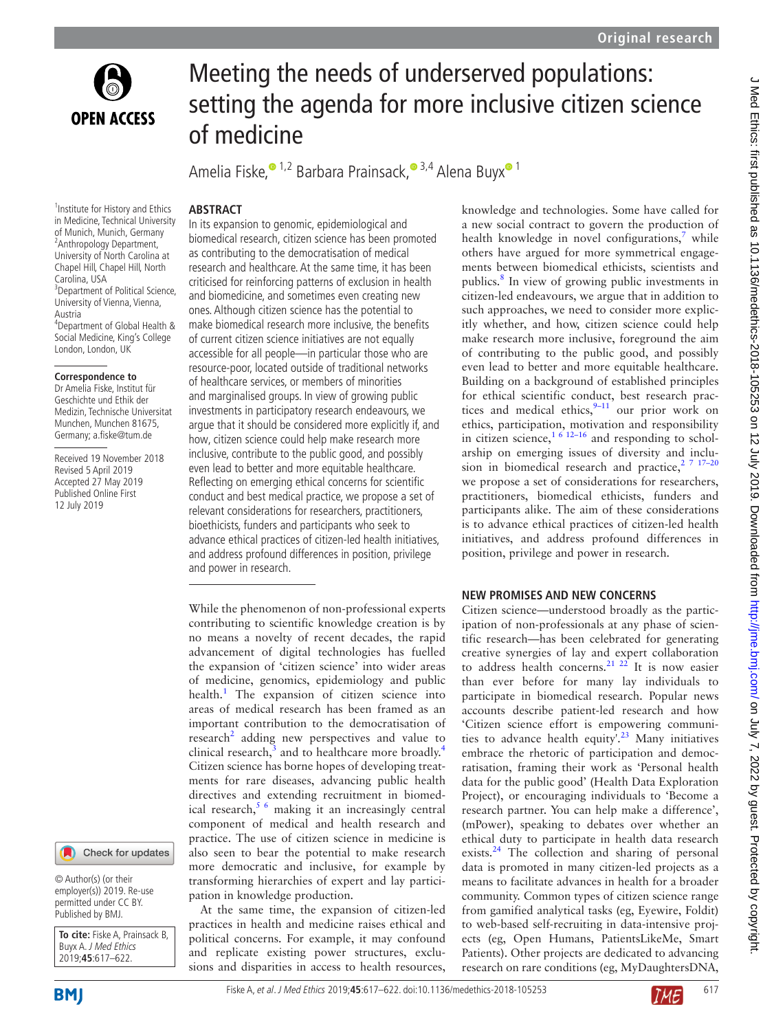# Meeting the needs of underserved populations: setting the agenda for more inclusive citizen science of medicine

Amelia Fiske,[1,2] Barbara Prainsack,[3,4] Alena Buyx[1]

[1]Institute for History and Ethics in Medicine, Technical University of Munich, Munich, Germany
[2]Anthropology Department, University of North Carolina at Chapel Hill, Chapel Hill, North Carolina, USA
[3]Department of Political Science, University of Vienna, Vienna, Austria
[4]Department of Global Health & Social Medicine, King's College London, London, UK

**Correspondence to**
Dr Amelia Fiske, Institut für Geschichte und Ethik der Medizin, Technische Universitat Munchen, Munchen 81675, Germany; a.fiske@tum.de

Received 19 November 2018
Revised 5 April 2019
Accepted 27 May 2019
Published Online First 12 July 2019

© Author(s) (or their employer(s)) 2019. Re-use permitted under CC BY. Published by BMJ.

**To cite:** Fiske A, Prainsack B, Buyx A. *J Med Ethics* 2019;**45**:617–622.

## ABSTRACT

In its expansion to genomic, epidemiological and biomedical research, citizen science has been promoted as contributing to the democratisation of medical research and healthcare. At the same time, it has been criticised for reinforcing patterns of exclusion in health and biomedicine, and sometimes even creating new ones. Although citizen science has the potential to make biomedical research more inclusive, the benefits of current citizen science initiatives are not equally accessible for all people—in particular those who are resource-poor, located outside of traditional networks of healthcare services, or members of minorities and marginalised groups. In view of growing public investments in participatory research endeavours, we argue that it should be considered more explicitly if, and how, citizen science could help make research more inclusive, contribute to the public good, and possibly even lead to better and more equitable healthcare. Reflecting on emerging ethical concerns for scientific conduct and best medical practice, we propose a set of relevant considerations for researchers, practitioners, bioethicists, funders and participants who seek to advance ethical practices of citizen-led health initiatives, and address profound differences in position, privilege and power in research.

While the phenomenon of non-professional experts contributing to scientific knowledge creation is by no means a novelty of recent decades, the rapid advancement of digital technologies has fuelled the expansion of 'citizen science' into wider areas of medicine, genomics, epidemiology and public health.[1] The expansion of citizen science into areas of medical research has been framed as an important contribution to the democratisation of research[2] adding new perspectives and value to clinical research,[3] and to healthcare more broadly.[4] Citizen science has borne hopes of developing treatments for rare diseases, advancing public health directives and extending recruitment in biomedical research,[5 6] making it an increasingly central component of medical and health research and practice. The use of citizen science in medicine is also seen to bear the potential to make research more democratic and inclusive, for example by transforming hierarchies of expert and lay participation in knowledge production.

At the same time, the expansion of citizen-led practices in health and medicine raises ethical and political concerns. For example, it may confound and replicate existing power structures, exclusions and disparities in access to health resources, knowledge and technologies. Some have called for a new social contract to govern the production of health knowledge in novel configurations,[7] while others have argued for more symmetrical engagements between biomedical ethicists, scientists and publics.[8] In view of growing public investments in citizen-led endeavours, we argue that in addition to such approaches, we need to consider more explicitly whether, and how, citizen science could help make research more inclusive, foreground the aim of contributing to the public good, and possibly even lead to better and more equitable healthcare. Building on a background of established principles for ethical scientific conduct, best research practices and medical ethics,[9–11] our prior work on ethics, participation, motivation and responsibility in citizen science,[1 6 12–16] and responding to scholarship on emerging issues of diversity and inclusion in biomedical research and practice,[2 7 17–20] we propose a set of considerations for researchers, practitioners, biomedical ethicists, funders and participants alike. The aim of these considerations is to advance ethical practices of citizen-led health initiatives, and address profound differences in position, privilege and power in research.

## NEW PROMISES AND NEW CONCERNS

Citizen science—understood broadly as the participation of non-professionals at any phase of scientific research—has been celebrated for generating creative synergies of lay and expert collaboration to address health concerns.[21 22] It is now easier than ever before for many lay individuals to participate in biomedical research. Popular news accounts describe patient-led research and how 'Citizen science effort is empowering communities to advance health equity'.[23] Many initiatives embrace the rhetoric of participation and democratisation, framing their work as 'Personal health data for the public good' (Health Data Exploration Project), or encouraging individuals to 'Become a research partner. You can help make a difference', (mPower), speaking to debates over whether an ethical duty to participate in health data research exists.[24] The collection and sharing of personal data is promoted in many citizen-led projects as a means to facilitate advances in health for a broader community. Common types of citizen science range from gamified analytical tasks (eg, Eyewire, Foldit) to web-based self-recruiting in data-intensive projects (eg, Open Humans, PatientsLikeMe, Smart Patients). Other projects are dedicated to advancing research on rare conditions (eg, MyDaughtersDNA,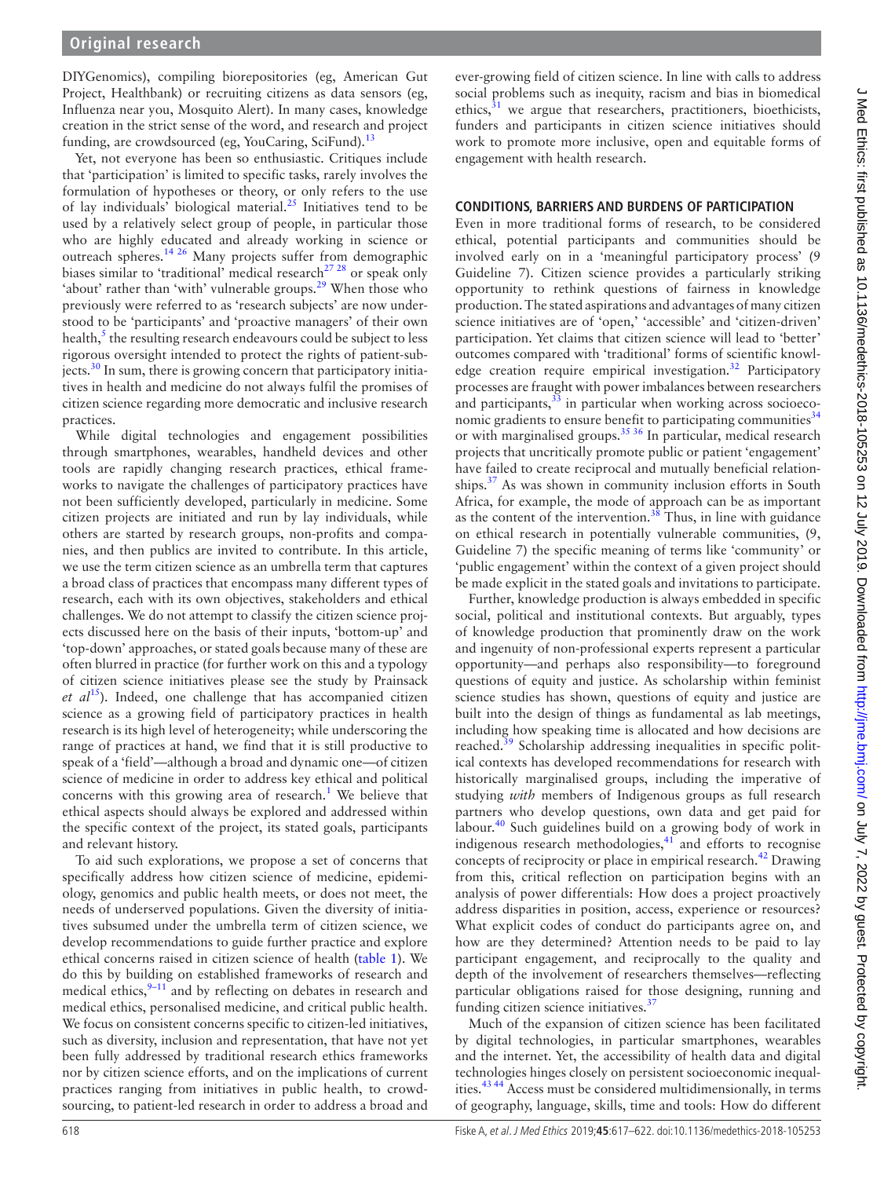DIYGenomics), compiling biorepositories (eg, American Gut Project, Healthbank) or recruiting citizens as data sensors (eg, Influenza near you, Mosquito Alert). In many cases, knowledge creation in the strict sense of the word, and research and project funding, are crowdsourced (eg, YouCaring, SciFund).[13]

Yet, not everyone has been so enthusiastic. Critiques include that 'participation' is limited to specific tasks, rarely involves the formulation of hypotheses or theory, or only refers to the use of lay individuals' biological material.[25] Initiatives tend to be used by a relatively select group of people, in particular those who are highly educated and already working in science or outreach spheres.[14 26] Many projects suffer from demographic biases similar to 'traditional' medical research[27 28] or speak only 'about' rather than 'with' vulnerable groups.[29] When those who previously were referred to as 'research subjects' are now understood to be 'participants' and 'proactive managers' of their own health,[5] the resulting research endeavours could be subject to less rigorous oversight intended to protect the rights of patient-subjects.[30] In sum, there is growing concern that participatory initiatives in health and medicine do not always fulfil the promises of citizen science regarding more democratic and inclusive research practices.

While digital technologies and engagement possibilities through smartphones, wearables, handheld devices and other tools are rapidly changing research practices, ethical frameworks to navigate the challenges of participatory practices have not been sufficiently developed, particularly in medicine. Some citizen projects are initiated and run by lay individuals, while others are started by research groups, non-profits and companies, and then publics are invited to contribute. In this article, we use the term citizen science as an umbrella term that captures a broad class of practices that encompass many different types of research, each with its own objectives, stakeholders and ethical challenges. We do not attempt to classify the citizen science projects discussed here on the basis of their inputs, 'bottom-up' and 'top-down' approaches, or stated goals because many of these are often blurred in practice (for further work on this and a typology of citizen science initiatives please see the study by Prainsack *et al*[15]). Indeed, one challenge that has accompanied citizen science as a growing field of participatory practices in health research is its high level of heterogeneity; while underscoring the range of practices at hand, we find that it is still productive to speak of a 'field'—although a broad and dynamic one—of citizen science of medicine in order to address key ethical and political concerns with this growing area of research.[1] We believe that ethical aspects should always be explored and addressed within the specific context of the project, its stated goals, participants and relevant history.

To aid such explorations, we propose a set of concerns that specifically address how citizen science of medicine, epidemiology, genomics and public health meets, or does not meet, the needs of underserved populations. Given the diversity of initiatives subsumed under the umbrella term of citizen science, we develop recommendations to guide further practice and explore ethical concerns raised in citizen science of health (table 1). We do this by building on established frameworks of research and medical ethics,[9–11] and by reflecting on debates in research and medical ethics, personalised medicine, and critical public health. We focus on consistent concerns specific to citizen-led initiatives, such as diversity, inclusion and representation, that have not yet been fully addressed by traditional research ethics frameworks nor by citizen science efforts, and on the implications of current practices ranging from initiatives in public health, to crowdsourcing, to patient-led research in order to address a broad and ever-growing field of citizen science. In line with calls to address social problems such as inequity, racism and bias in biomedical ethics,[31] we argue that researchers, practitioners, bioethicists, funders and participants in citizen science initiatives should work to promote more inclusive, open and equitable forms of engagement with health research.

## CONDITIONS, BARRIERS AND BURDENS OF PARTICIPATION

Even in more traditional forms of research, to be considered ethical, potential participants and communities should be involved early on in a 'meaningful participatory process' (9 Guideline 7). Citizen science provides a particularly striking opportunity to rethink questions of fairness in knowledge production. The stated aspirations and advantages of many citizen science initiatives are of 'open,' 'accessible' and 'citizen-driven' participation. Yet claims that citizen science will lead to 'better' outcomes compared with 'traditional' forms of scientific knowledge creation require empirical investigation.[32] Participatory processes are fraught with power imbalances between researchers and participants,[33] in particular when working across socioeconomic gradients to ensure benefit to participating communities[34] or with marginalised groups.[35 36] In particular, medical research projects that uncritically promote public or patient 'engagement' have failed to create reciprocal and mutually beneficial relationships.[37] As was shown in community inclusion efforts in South Africa, for example, the mode of approach can be as important as the content of the intervention.[38] Thus, in line with guidance on ethical research in potentially vulnerable communities, (9, Guideline 7) the specific meaning of terms like 'community' or 'public engagement' within the context of a given project should be made explicit in the stated goals and invitations to participate.

Further, knowledge production is always embedded in specific social, political and institutional contexts. But arguably, types of knowledge production that prominently draw on the work and ingenuity of non-professional experts represent a particular opportunity—and perhaps also responsibility—to foreground questions of equity and justice. As scholarship within feminist science studies has shown, questions of equity and justice are built into the design of things as fundamental as lab meetings, including how speaking time is allocated and how decisions are reached.[39] Scholarship addressing inequalities in specific political contexts has developed recommendations for research with historically marginalised groups, including the imperative of studying *with* members of Indigenous groups as full research partners who develop questions, own data and get paid for labour.[40] Such guidelines build on a growing body of work in indigenous research methodologies,[41] and efforts to recognise concepts of reciprocity or place in empirical research.[42] Drawing from this, critical reflection on participation begins with an analysis of power differentials: How does a project proactively address disparities in position, access, experience or resources? What explicit codes of conduct do participants agree on, and how are they determined? Attention needs to be paid to lay participant engagement, and reciprocally to the quality and depth of the involvement of researchers themselves—reflecting particular obligations raised for those designing, running and funding citizen science initiatives.[37]

Much of the expansion of citizen science has been facilitated by digital technologies, in particular smartphones, wearables and the internet. Yet, the accessibility of health data and digital technologies hinges closely on persistent socioeconomic inequalities.[43 44] Access must be considered multidimensionally, in terms of geography, language, skills, time and tools: How do different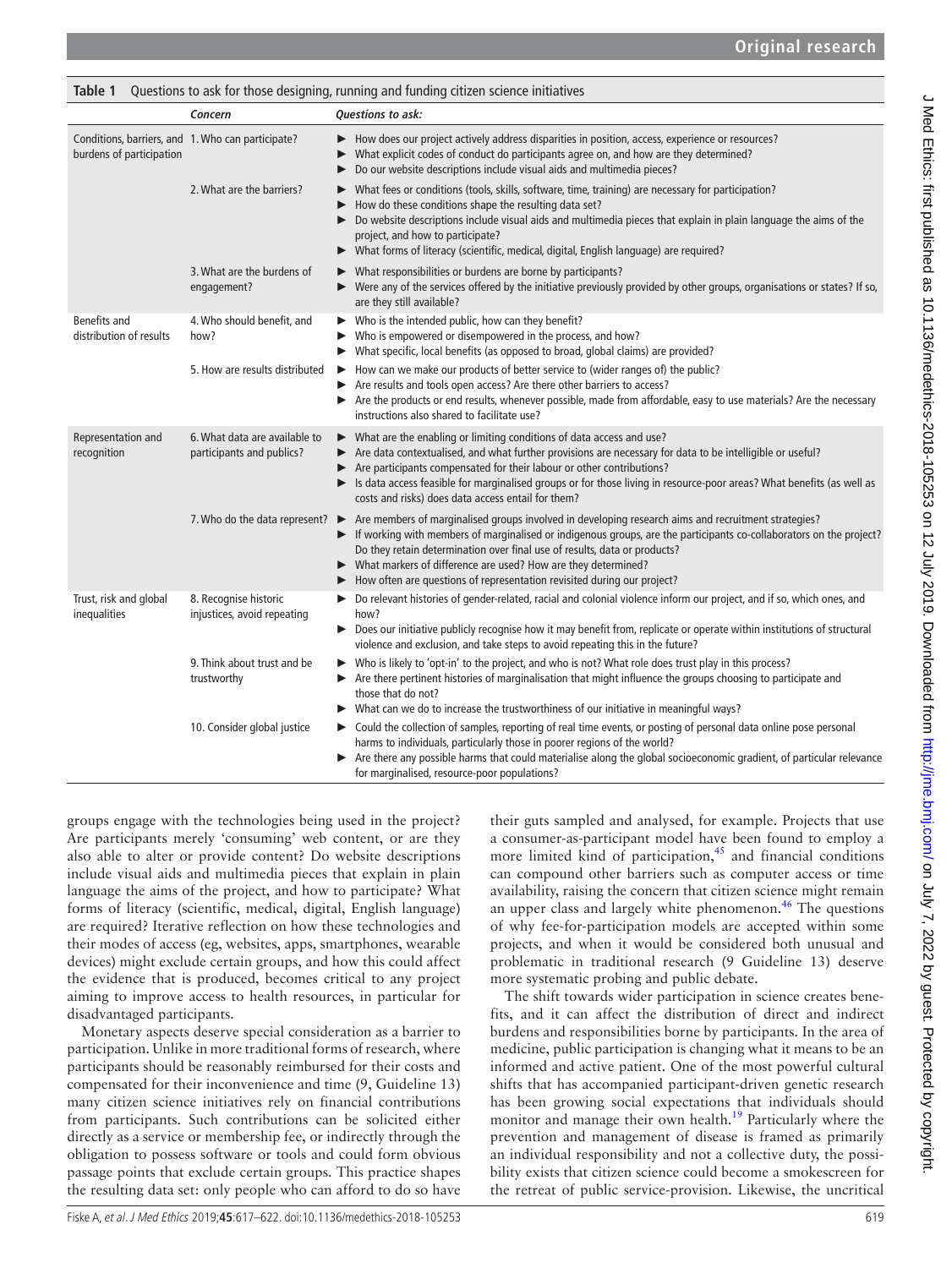Table 1 Questions to ask for those designing, running and funding citizen science initiatives

| | Concern | Questions to ask: |
|---|---|---|
| Conditions, barriers, and burdens of participation | 1. Who can participate? | ► How does our project actively address disparities in position, access, experience or resources?<br>► What explicit codes of conduct do participants agree on, and how are they determined?<br>► Do our website descriptions include visual aids and multimedia pieces? |
| | 2. What are the barriers? | ► What fees or conditions (tools, skills, software, time, training) are necessary for participation?<br>► How do these conditions shape the resulting data set?<br>► Do website descriptions include visual aids and multimedia pieces that explain in plain language the aims of the project, and how to participate?<br>► What forms of literacy (scientific, medical, digital, English language) are required? |
| | 3. What are the burdens of engagement? | ► What responsibilities or burdens are borne by participants?<br>► Were any of the services offered by the initiative previously provided by other groups, organisations or states? If so, are they still available? |
| Benefits and distribution of results | 4. Who should benefit, and how? | ► Who is the intended public, how can they benefit?<br>► Who is empowered or disempowered in the process, and how?<br>► What specific, local benefits (as opposed to broad, global claims) are provided? |
| | 5. How are results distributed | ► How can we make our products of better service to (wider ranges of) the public?<br>► Are results and tools open access? Are there other barriers to access?<br>► Are the products or end results, whenever possible, made from affordable, easy to use materials? Are the necessary instructions also shared to facilitate use? |
| Representation and recognition | 6. What data are available to participants and publics? | ► What are the enabling or limiting conditions of data access and use?<br>► Are data contextualised, and what further provisions are necessary for data to be intelligible or useful?<br>► Are participants compensated for their labour or other contributions?<br>► Is data access feasible for marginalised groups or for those living in resource-poor areas? What benefits (as well as costs and risks) does data access entail for them? |
| | 7. Who do the data represent? | ► Are members of marginalised groups involved in developing research aims and recruitment strategies?<br>► If working with members of marginalised or indigenous groups, are the participants co-collaborators on the project? Do they retain determination over final use of results, data or products?<br>► What markers of difference are used? How are they determined?<br>► How often are questions of representation revisited during our project? |
| Trust, risk and global inequalities | 8. Recognise historic injustices, avoid repeating | ► Do relevant histories of gender-related, racial and colonial violence inform our project, and if so, which ones, and how?<br>► Does our initiative publicly recognise how it may benefit from, replicate or operate within institutions of structural violence and exclusion, and take steps to avoid repeating this in the future? |
| | 9. Think about trust and be trustworthy | ► Who is likely to 'opt-in' to the project, and who is not? What role does trust play in this process?<br>► Are there pertinent histories of marginalisation that might influence the groups choosing to participate and those that do not?<br>► What can we do to increase the trustworthiness of our initiative in meaningful ways? |
| | 10. Consider global justice | ► Could the collection of samples, reporting of real time events, or posting of personal data online pose personal harms to individuals, particularly those in poorer regions of the world?<br>► Are there any possible harms that could materialise along the global socioeconomic gradient, of particular relevance for marginalised, resource-poor populations? |

groups engage with the technologies being used in the project? Are participants merely 'consuming' web content, or are they also able to alter or provide content? Do website descriptions include visual aids and multimedia pieces that explain in plain language the aims of the project, and how to participate? What forms of literacy (scientific, medical, digital, English language) are required? Iterative reflection on how these technologies and their modes of access (eg, websites, apps, smartphones, wearable devices) might exclude certain groups, and how this could affect the evidence that is produced, becomes critical to any project aiming to improve access to health resources, in particular for disadvantaged participants.

Monetary aspects deserve special consideration as a barrier to participation. Unlike in more traditional forms of research, where participants should be reasonably reimbursed for their costs and compensated for their inconvenience and time (9, Guideline 13) many citizen science initiatives rely on financial contributions from participants. Such contributions can be solicited either directly as a service or membership fee, or indirectly through the obligation to possess software or tools and could form obvious passage points that exclude certain groups. This practice shapes the resulting data set: only people who can afford to do so have their guts sampled and analysed, for example. Projects that use a consumer-as-participant model have been found to employ a more limited kind of participation,[45] and financial conditions can compound other barriers such as computer access or time availability, raising the concern that citizen science might remain an upper class and largely white phenomenon.[46] The questions of why fee-for-participation models are accepted within some projects, and when it would be considered both unusual and problematic in traditional research (9 Guideline 13) deserve more systematic probing and public debate.

The shift towards wider participation in science creates benefits, and it can affect the distribution of direct and indirect burdens and responsibilities borne by participants. In the area of medicine, public participation is changing what it means to be an informed and active patient. One of the most powerful cultural shifts that has accompanied participant-driven genetic research has been growing social expectations that individuals should monitor and manage their own health.[19] Particularly where the prevention and management of disease is framed as primarily an individual responsibility and not a collective duty, the possibility exists that citizen science could become a smokescreen for the retreat of public service-provision. Likewise, the uncritical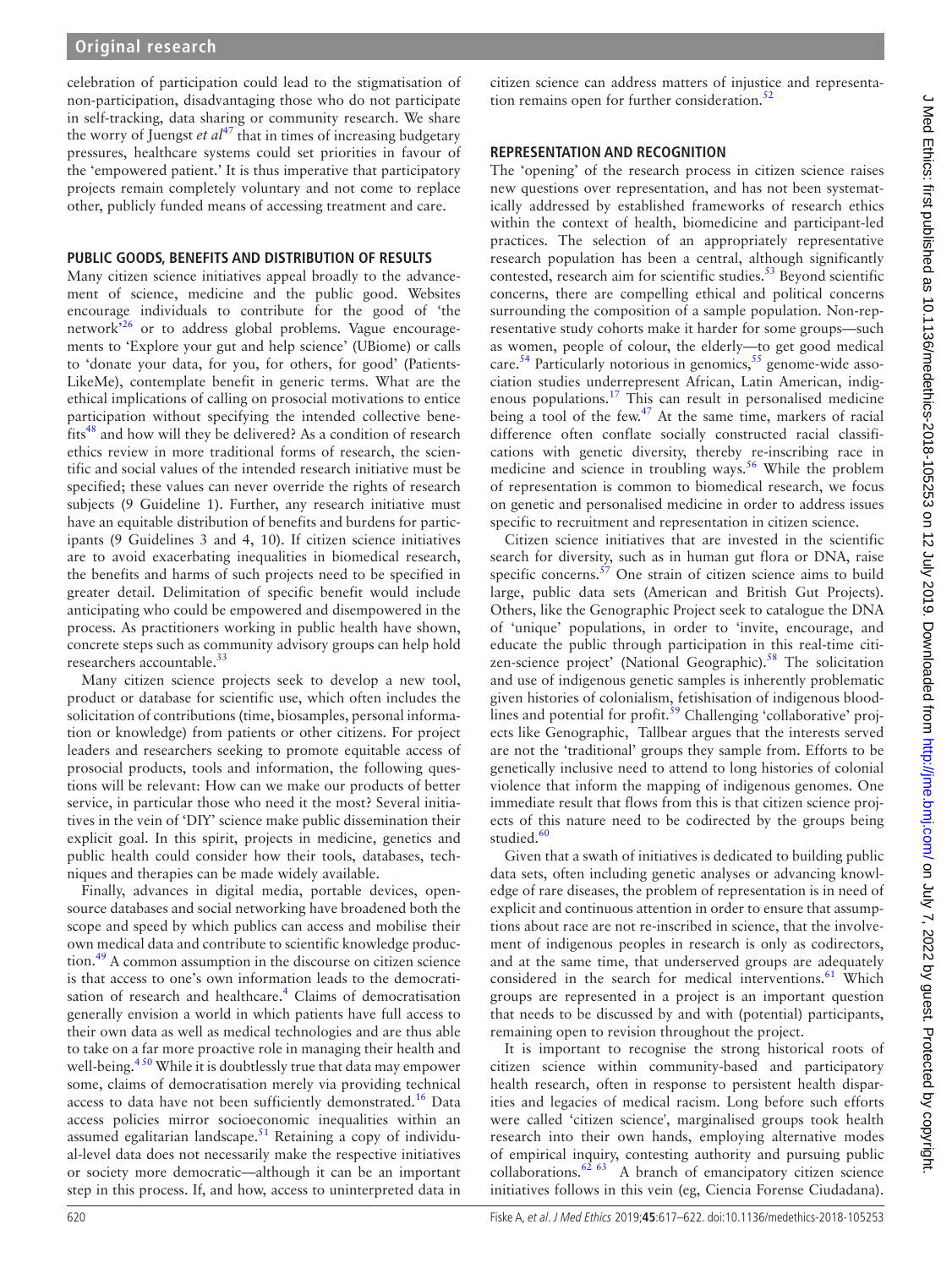celebration of participation could lead to the stigmatisation of non-participation, disadvantaging those who do not participate in self-tracking, data sharing or community research. We share the worry of Juengst *et al*[47] that in times of increasing budgetary pressures, healthcare systems could set priorities in favour of the 'empowered patient.' It is thus imperative that participatory projects remain completely voluntary and not come to replace other, publicly funded means of accessing treatment and care.

## PUBLIC GOODS, BENEFITS AND DISTRIBUTION OF RESULTS

Many citizen science initiatives appeal broadly to the advancement of science, medicine and the public good. Websites encourage individuals to contribute for the good of 'the network'[26] or to address global problems. Vague encouragements to 'Explore your gut and help science' (UBiome) or calls to 'donate your data, for you, for others, for good' (PatientsLikeMe), contemplate benefit in generic terms. What are the ethical implications of calling on prosocial motivations to entice participation without specifying the intended collective benefits[48] and how will they be delivered? As a condition of research ethics review in more traditional forms of research, the scientific and social values of the intended research initiative must be specified; these values can never override the rights of research subjects (9 Guideline 1). Further, any research initiative must have an equitable distribution of benefits and burdens for participants (9 Guidelines 3 and 4, 10). If citizen science initiatives are to avoid exacerbating inequalities in biomedical research, the benefits and harms of such projects need to be specified in greater detail. Delimitation of specific benefit would include anticipating who could be empowered and disempowered in the process. As practitioners working in public health have shown, concrete steps such as community advisory groups can help hold researchers accountable.[33]

Many citizen science projects seek to develop a new tool, product or database for scientific use, which often includes the solicitation of contributions (time, biosamples, personal information or knowledge) from patients or other citizens. For project leaders and researchers seeking to promote equitable access of prosocial products, tools and information, the following questions will be relevant: How can we make our products of better service, in particular those who need it the most? Several initiatives in the vein of 'DIY' science make public dissemination their explicit goal. In this spirit, projects in medicine, genetics and public health could consider how their tools, databases, techniques and therapies can be made widely available.

Finally, advances in digital media, portable devices, open-source databases and social networking have broadened both the scope and speed by which publics can access and mobilise their own medical data and contribute to scientific knowledge production.[49] A common assumption in the discourse on citizen science is that access to one's own information leads to the democratisation of research and healthcare.[4] Claims of democratisation generally envision a world in which patients have full access to their own data as well as medical technologies and are thus able to take on a far more proactive role in managing their health and well-being.[4,50] While it is doubtlessly true that data may empower some, claims of democratisation merely via providing technical access to data have not been sufficiently demonstrated.[16] Data access policies mirror socioeconomic inequalities within an assumed egalitarian landscape.[51] Retaining a copy of individual-level data does not necessarily make the respective initiatives or society more democratic—although it can be an important step in this process. If, and how, access to uninterpreted data in citizen science can address matters of injustice and representation remains open for further consideration.[52]

## REPRESENTATION AND RECOGNITION

The 'opening' of the research process in citizen science raises new questions over representation, and has not been systematically addressed by established frameworks of research ethics within the context of health, biomedicine and participant-led practices. The selection of an appropriately representative research population has been a central, although significantly contested, research aim for scientific studies.[53] Beyond scientific concerns, there are compelling ethical and political concerns surrounding the composition of a sample population. Non-representative study cohorts make it harder for some groups—such as women, people of colour, the elderly—to get good medical care.[54] Particularly notorious in genomics,[55] genome-wide association studies underrepresent African, Latin American, indigenous populations.[17] This can result in personalised medicine being a tool of the few.[47] At the same time, markers of racial difference often conflate socially constructed racial classifications with genetic diversity, thereby re-inscribing race in medicine and science in troubling ways.[56] While the problem of representation is common to biomedical research, we focus on genetic and personalised medicine in order to address issues specific to recruitment and representation in citizen science.

Citizen science initiatives that are invested in the scientific search for diversity, such as in human gut flora or DNA, raise specific concerns.[57] One strain of citizen science aims to build large, public data sets (American and British Gut Projects). Others, like the Genographic Project seek to catalogue the DNA of 'unique' populations, in order to 'invite, encourage, and educate the public through participation in this real-time citizen-science project' (National Geographic).[58] The solicitation and use of indigenous genetic samples is inherently problematic given histories of colonialism, fetishisation of indigenous bloodlines and potential for profit.[59] Challenging 'collaborative' projects like Genographic, Tallbear argues that the interests served are not the 'traditional' groups they sample from. Efforts to be genetically inclusive need to attend to long histories of colonial violence that inform the mapping of indigenous genomes. One immediate result that flows from this is that citizen science projects of this nature need to be codirected by the groups being studied.[60]

Given that a swath of initiatives is dedicated to building public data sets, often including genetic analyses or advancing knowledge of rare diseases, the problem of representation is in need of explicit and continuous attention in order to ensure that assumptions about race are not re-inscribed in science, that the involvement of indigenous peoples in research is only as codirectors, and at the same time, that underserved groups are adequately considered in the search for medical interventions.[61] Which groups are represented in a project is an important question that needs to be discussed by and with (potential) participants, remaining open to revision throughout the project.

It is important to recognise the strong historical roots of citizen science within community-based and participatory health research, often in response to persistent health disparities and legacies of medical racism. Long before such efforts were called 'citizen science', marginalised groups took health research into their own hands, employing alternative modes of empirical inquiry, contesting authority and pursuing public collaborations.[62,63] A branch of emancipatory citizen science initiatives follows in this vein (eg, Ciencia Forense Ciudadana).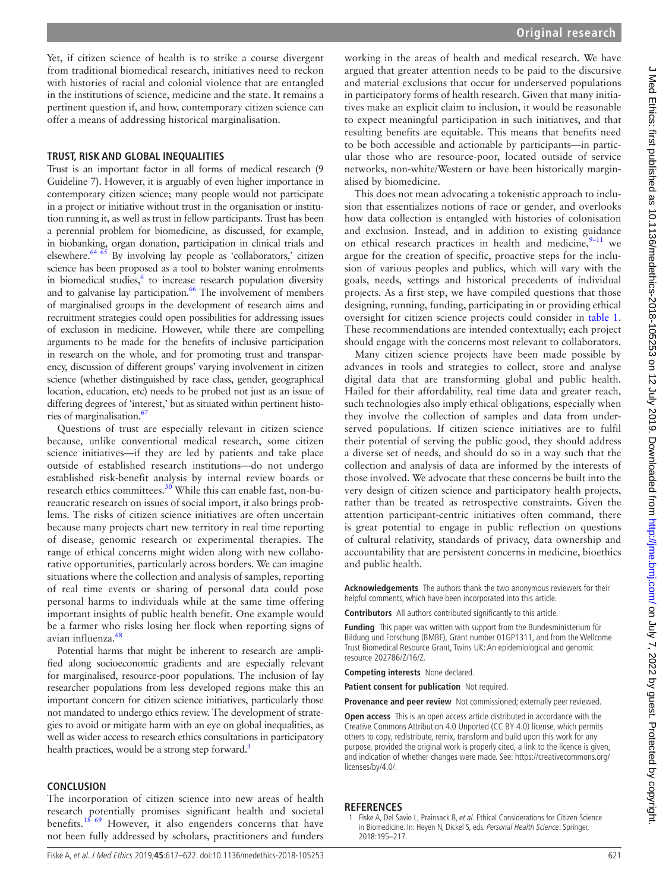Yet, if citizen science of health is to strike a course divergent from traditional biomedical research, initiatives need to reckon with histories of racial and colonial violence that are entangled in the institutions of science, medicine and the state. It remains a pertinent question if, and how, contemporary citizen science can offer a means of addressing historical marginalisation.

## TRUST, RISK AND GLOBAL INEQUALITIES

Trust is an important factor in all forms of medical research (9 Guideline 7). However, it is arguably of even higher importance in contemporary citizen science; many people would not participate in a project or initiative without trust in the organisation or institution running it, as well as trust in fellow participants. Trust has been a perennial problem for biomedicine, as discussed, for example, in biobanking, organ donation, participation in clinical trials and elsewhere.[64 65] By involving lay people as 'collaborators,' citizen science has been proposed as a tool to bolster waning enrolments in biomedical studies,[6] to increase research population diversity and to galvanise lay participation.[66] The involvement of members of marginalised groups in the development of research aims and recruitment strategies could open possibilities for addressing issues of exclusion in medicine. However, while there are compelling arguments to be made for the benefits of inclusive participation in research on the whole, and for promoting trust and transparency, discussion of different groups' varying involvement in citizen science (whether distinguished by race class, gender, geographical location, education, etc) needs to be probed not just as an issue of differing degrees of 'interest,' but as situated within pertinent histories of marginalisation.[67]

Questions of trust are especially relevant in citizen science because, unlike conventional medical research, some citizen science initiatives—if they are led by patients and take place outside of established research institutions—do not undergo established risk-benefit analysis by internal review boards or research ethics committees.[30] While this can enable fast, non-bureaucratic research on issues of social import, it also brings problems. The risks of citizen science initiatives are often uncertain because many projects chart new territory in real time reporting of disease, genomic research or experimental therapies. The range of ethical concerns might widen along with new collaborative opportunities, particularly across borders. We can imagine situations where the collection and analysis of samples, reporting of real time events or sharing of personal data could pose personal harms to individuals while at the same time offering important insights of public health benefit. One example would be a farmer who risks losing her flock when reporting signs of avian influenza.[68]

Potential harms that might be inherent to research are amplified along socioeconomic gradients and are especially relevant for marginalised, resource-poor populations. The inclusion of lay researcher populations from less developed regions make this an important concern for citizen science initiatives, particularly those not mandated to undergo ethics review. The development of strategies to avoid or mitigate harm with an eye on global inequalities, as well as wider access to research ethics consultations in participatory health practices, would be a strong step forward.[3]

## CONCLUSION

The incorporation of citizen science into new areas of health research potentially promises significant health and societal benefits.[18 69] However, it also engenders concerns that have not been fully addressed by scholars, practitioners and funders working in the areas of health and medical research. We have argued that greater attention needs to be paid to the discursive and material exclusions that occur for underserved populations in participatory forms of health research. Given that many initiatives make an explicit claim to inclusion, it would be reasonable to expect meaningful participation in such initiatives, and that resulting benefits are equitable. This means that benefits need to be both accessible and actionable by participants—in particular those who are resource-poor, located outside of service networks, non-white/Western or have been historically marginalised by biomedicine.

This does not mean advocating a tokenistic approach to inclusion that essentializes notions of race or gender, and overlooks how data collection is entangled with histories of colonisation and exclusion. Instead, and in addition to existing guidance on ethical research practices in health and medicine,[9–11] we argue for the creation of specific, proactive steps for the inclusion of various peoples and publics, which will vary with the goals, needs, settings and historical precedents of individual projects. As a first step, we have compiled questions that those designing, running, funding, participating in or providing ethical oversight for citizen science projects could consider in table 1. These recommendations are intended contextually; each project should engage with the concerns most relevant to collaborators.

Many citizen science projects have been made possible by advances in tools and strategies to collect, store and analyse digital data that are transforming global and public health. Hailed for their affordability, real time data and greater reach, such technologies also imply ethical obligations, especially when they involve the collection of samples and data from underserved populations. If citizen science initiatives are to fulfil their potential of serving the public good, they should address a diverse set of needs, and should do so in a way such that the collection and analysis of data are informed by the interests of those involved. We advocate that these concerns be built into the very design of citizen science and participatory health projects, rather than be treated as retrospective constraints. Given the attention participant-centric initiatives often command, there is great potential to engage in public reflection on questions of cultural relativity, standards of privacy, data ownership and accountability that are persistent concerns in medicine, bioethics and public health.

**Acknowledgements** The authors thank the two anonymous reviewers for their helpful comments, which have been incorporated into this article.

**Contributors** All authors contributed significantly to this article.

**Funding** This paper was written with support from the Bundesministerium für Bildung und Forschung (BMBF), Grant number 01GP1311, and from the Wellcome Trust Biomedical Resource Grant, Twins UK: An epidemiological and genomic resource 202786/Z/16/Z.

**Competing interests** None declared.

**Patient consent for publication** Not required.

**Provenance and peer review** Not commissioned; externally peer reviewed.

**Open access** This is an open access article distributed in accordance with the Creative Commons Attribution 4.0 Unported (CC BY 4.0) license, which permits others to copy, redistribute, remix, transform and build upon this work for any purpose, provided the original work is properly cited, a link to the licence is given, and indication of whether changes were made. See: https://creativecommons.org/licenses/by/4.0/.

## REFERENCES

1. Fiske A, Del Savio L, Prainsack B, *et al*. Ethical Considerations for Citizen Science in Biomedicine. In: Heyen N, Dickel S, eds. *Personal Health Science*: Springer, 2018:195–217.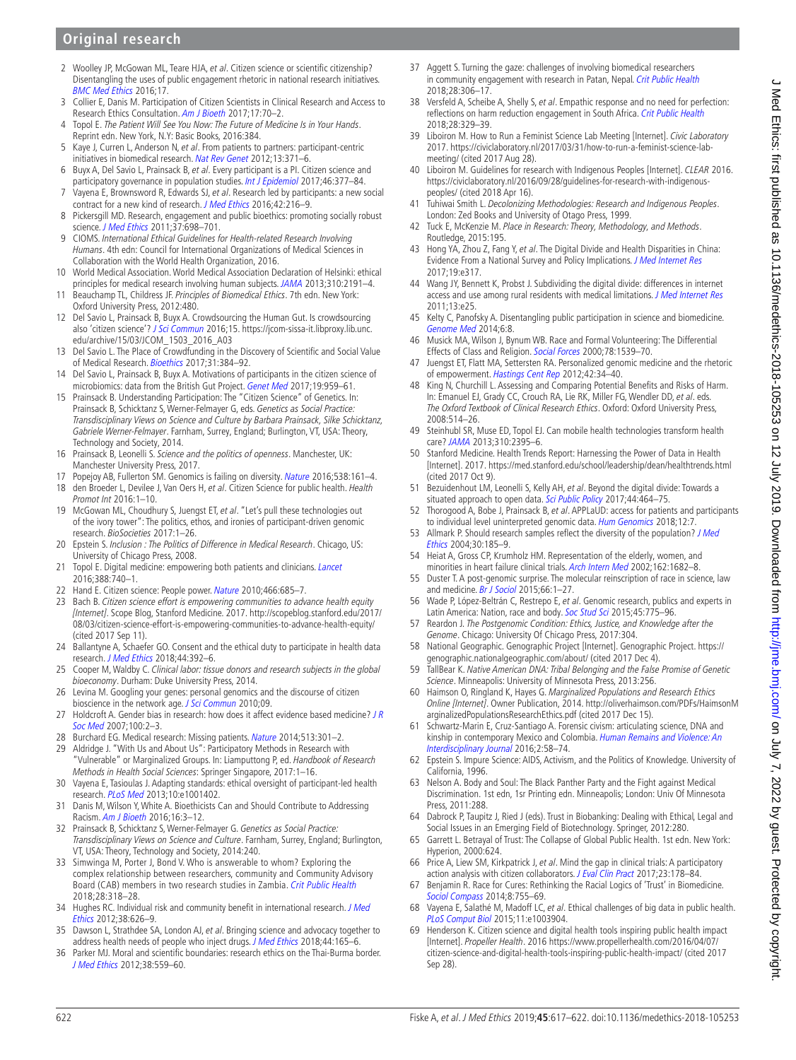2 Woolley JP, McGowan ML, Teare HJA, *et al*. Citizen science or scientific citizenship? Disentangling the uses of public engagement rhetoric in national research initiatives. *BMC Med Ethics* 2016;17.
3 Collier E, Danis M. Participation of Citizen Scientists in Clinical Research and Access to Research Ethics Consultation. *Am J Bioeth* 2017;17:70–2.
4 Topol E. *The Patient Will See You Now: The Future of Medicine Is in Your Hands*. Reprint edn. New York, N.Y: Basic Books, 2016:384.
5 Kaye J, Curren L, Anderson N, *et al*. From patients to partners: participant-centric initiatives in biomedical research. *Nat Rev Genet* 2012;13:371–6.
6 Buyx A, Del Savio L, Prainsack B, *et al*. Every participant is a PI. Citizen science and participatory governance in population studies. *Int J Epidemiol* 2017;46:377–84.
7 Vayena E, Brownsword R, Edwards SJ, *et al*. Research led by participants: a new social contract for a new kind of research. *J Med Ethics* 2016;42:216–9.
8 Pickersgill MD. Research, engagement and public bioethics: promoting socially robust science. *J Med Ethics* 2011;37:698–701.
9 CIOMS. *International Ethical Guidelines for Health-related Research Involving Humans*. 4th edn: Council for International Organizations of Medical Sciences in Collaboration with the World Health Organization, 2016.
10 World Medical Association. World Medical Association Declaration of Helsinki: ethical principles for medical research involving human subjects. *JAMA* 2013;310:2191–4.
11 Beauchamp TL, Childress JF. *Principles of Biomedical Ethics*. 7th edn. New York: Oxford University Press, 2012:480.
12 Del Savio L, Prainsack B, Buyx A. Crowdsourcing the Human Gut. Is crowdsourcing also 'citizen science'? *J Sci Commun* 2016;15. https://jcom-sissa-it.libproxy.lib.unc.edu/archive/15/03/JCOM_1503_2016_A03
13 Del Savio L. The Place of Crowdfunding in the Discovery of Scientific and Social Value of Medical Research. *Bioethics* 2017;31:384–92.
14 Del Savio L, Prainsack B, Buyx A. Motivations of participants in the citizen science of microbiomics: data from the British Gut Project. *Genet Med* 2017;19:959–61.
15 Prainsack B. Understanding Participation: The "Citizen Science" of Genetics. In: Prainsack B, Schicktanz S, Werner-Felmayer G, eds. *Genetics as Social Practice: Transdisciplinary Views on Science and Culture by Barbara Prainsack, Silke Schicktanz, Gabriele Werner-Felmayer*. Farnham, Surrey, England; Burlington, VT, USA: Theory, Technology and Society, 2014.
16 Prainsack B, Leonelli S. *Science and the politics of openness*. Manchester, UK: Manchester University Press, 2017.
17 Popejoy AB, Fullerton SM. Genomics is failing on diversity. *Nature* 2016;538:161–4.
18 den Broeder L, Devilee J, Van Oers H, *et al*. Citizen Science for public health. *Health Promot Int* 2016:1–10.
19 McGowan ML, Choudhury S, Juengst ET, *et al*. "Let's pull these technologies out of the ivory tower": The politics, ethos, and ironies of participant-driven genomic research. *BioSocieties* 2017:1–26.
20 Epstein S. *Inclusion : The Politics of Difference in Medical Research*. Chicago, US: University of Chicago Press, 2008.
21 Topol E. Digital medicine: empowering both patients and clinicians. *Lancet* 2016;388:740–1.
22 Hand E. Citizen science: People power. *Nature* 2010;466:685–7.
23 Bach B. *Citizen science effort is empowering communities to advance health equity [Internet]*. Scope Blog, Stanford Medicine. 2017. http://scopeblog.stanford.edu/2017/08/03/citizen-science-effort-is-empowering-communities-to-advance-health-equity/ (cited 2017 Sep 11).
24 Ballantyne A, Schaefer GO. Consent and the ethical duty to participate in health data research. *J Med Ethics* 2018;44:392–6.
25 Cooper M, Waldby C. *Clinical labor: tissue donors and research subjects in the global bioeconomy*. Durham: Duke University Press, 2014.
26 Levina M. Googling your genes: personal genomics and the discourse of citizen bioscience in the network age. *J Sci Commun* 2010;09.
27 Holdcroft A. Gender bias in research: how does it affect evidence based medicine? *J R Soc Med* 2007;100:2–3.
28 Burchard EG. Medical research: Missing patients. *Nature* 2014;513:301–2.
29 Aldridge J. "With Us and About Us": Participatory Methods in Research with "Vulnerable" or Marginalized Groups. In: Liamputtong P, ed. *Handbook of Research Methods in Health Social Sciences*: Springer Singapore, 2017:1–16.
30 Vayena E, Tasioulas J. Adapting standards: ethical oversight of participant-led health research. *PLoS Med* 2013;10:e1001402.
31 Danis M, Wilson Y, White A. Bioethicists Can and Should Contribute to Addressing Racism. *Am J Bioeth* 2016;16:3–12.
32 Prainsack B, Schicktanz S, Werner-Felmayer G. *Genetics as Social Practice: Transdisciplinary Views on Science and Culture*. Farnham, Surrey, England; Burlington, VT, USA: Theory, Technology and Society, 2014:240.
33 Simwinga M, Porter J, Bond V. Who is answerable to whom? Exploring the complex relationship between researchers, community and Community Advisory Board (CAB) members in two research studies in Zambia. *Crit Public Health* 2018;28:318–28.
34 Hughes RC. Individual risk and community benefit in international research. *J Med Ethics* 2012;38:626–9.
35 Dawson L, Strathdee SA, London AJ, *et al*. Bringing science and advocacy together to address health needs of people who inject drugs. *J Med Ethics* 2018;44:165–6.
36 Parker MJ. Moral and scientific boundaries: research ethics on the Thai-Burma border. *J Med Ethics* 2012;38:559–60.
37 Aggett S. Turning the gaze: challenges of involving biomedical researchers in community engagement with research in Patan, Nepal. *Crit Public Health* 2018;28:306–17.
38 Versfeld A, Scheibe A, Shelly S, *et al*. Empathic response and no need for perfection: reflections on harm reduction engagement in South Africa. *Crit Public Health* 2018;28:329–39.
39 Liboiron M. How to Run a Feminist Science Lab Meeting [Internet]. *Civic Laboratory* 2017. https://civiclaboratory.nl/2017/03/31/how-to-run-a-feminist-science-lab-meeting/ (cited 2017 Aug 28).
40 Liboiron M. Guidelines for research with Indigenous Peoples [Internet]. *CLEAR* 2016. https://civiclaboratory.nl/2016/09/28/guidelines-for-research-with-indigenous-peoples/ (cited 2018 Apr 16).
41 Tuhiwai Smith L. *Decolonizing Methodologies: Research and Indigenous Peoples*. London: Zed Books and University of Otago Press, 1999.
42 Tuck E, McKenzie M. *Place in Research: Theory, Methodology, and Methods*. Routledge, 2015:195.
43 Hong YA, Zhou Z, Fang Y, *et al*. The Digital Divide and Health Disparities in China: Evidence From a National Survey and Policy Implications. *J Med Internet Res* 2017;19:e317.
44 Wang JY, Bennett K, Probst J. Subdividing the digital divide: differences in internet access and use among rural residents with medical limitations. *J Med Internet Res* 2011;13:e25.
45 Kelty C, Panofsky A. Disentangling public participation in science and biomedicine. *Genome Med* 2014;6:8.
46 Musick MA, Wilson J, Bynum WB. Race and Formal Volunteering: The Differential Effects of Class and Religion. *Social Forces* 2000;78:1539–70.
47 Juengst ET, Flatt MA, Settersten RA. Personalized genomic medicine and the rhetoric of empowerment. *Hastings Cent Rep* 2012;42:34–40.
48 King N, Churchill L. Assessing and Comparing Potential Benefits and Risks of Harm. In: Emanuel EJ, Grady CC, Crouch RA, Lie RK, Miller FG, Wendler DD, *et al*. eds. *The Oxford Textbook of Clinical Research Ethics*. Oxford: Oxford University Press, 2008:514–26.
49 Steinhubl SR, Muse ED, Topol EJ. Can mobile health technologies transform health care? *JAMA* 2013;310:2395–6.
50 Stanford Medicine. Health Trends Report: Harnessing the Power of Data in Health [Internet]. 2017. https://med.stanford.edu/school/leadership/dean/healthtrends.html (cited 2017 Oct 9).
51 Bezuidenhout LM, Leonelli S, Kelly AH, *et al*. Beyond the digital divide: Towards a situated approach to open data. *Sci Public Policy* 2017;44:464–75.
52 Thorogood A, Bobe J, Prainsack B, *et al*. APPLaUD: access for patients and participants to individual level uninterpreted genomic data. *Hum Genomics* 2018;12:7.
53 Allmark P. Should research samples reflect the diversity of the population? *J Med Ethics* 2004;30:185–9.
54 Heiat A, Gross CP, Krumholz HM. Representation of the elderly, women, and minorities in heart failure clinical trials. *Arch Intern Med* 2002;162:1682–8.
55 Duster T. A post-genomic surprise. The molecular reinscription of race in science, law and medicine. *Br J Sociol* 2015;66:1–27.
56 Wade P, López-Beltrán C, Restrepo E, *et al*. Genomic research, publics and experts in Latin America: Nation, race and body. *Soc Stud Sci* 2015;45:775–96.
57 Reardon J. *The Postgenomic Condition: Ethics, Justice, and Knowledge after the Genome*. Chicago: University Of Chicago Press, 2017:304.
58 National Geographic. Genographic Project [Internet]. Genographic Project. https://genographic.nationalgeographic.com/about/ (cited 2017 Dec 4).
59 TallBear K. *Native American DNA: Tribal Belonging and the False Promise of Genetic Science*. Minneapolis: University of Minnesota Press, 2013:256.
60 Haimson O, Ringland K, Hayes G. *Marginalized Populations and Research Ethics Online [Internet]*. Owner Publication, 2014. http://oliverhaimson.com/PDFs/HaimsonMarginalizedPopulationsResearchEthics.pdf (cited 2017 Dec 15).
61 Schwartz-Marin E, Cruz-Santiago A. Forensic civism: articulating science, DNA and kinship in contemporary Mexico and Colombia. *Human Remains and Violence: An Interdisciplinary Journal* 2016;2:58–74.
62 Epstein S. Impure Science: AIDS, Activism, and the Politics of Knowledge. University of California, 1996.
63 Nelson A. Body and Soul: The Black Panther Party and the Fight against Medical Discrimination. 1st edn, 1sr Printing edn. Minneapolis; London: Univ Of Minnesota Press, 2011:288.
64 Dabrock P, Taupitz J, Ried J (eds). Trust in Biobanking: Dealing with Ethical, Legal and Social Issues in an Emerging Field of Biotechnology. Springer, 2012:280.
65 Garrett L. Betrayal of Trust: The Collapse of Global Public Health. 1st edn. New York: Hyperion, 2000:624.
66 Price A, Liew SM, Kirkpatrick J, *et al*. Mind the gap in clinical trials: A participatory action analysis with citizen collaborators. *J Eval Clin Pract* 2017;23:178–84.
67 Benjamin R. Race for Cures: Rethinking the Racial Logics of 'Trust' in Biomedicine. *Sociol Compass* 2014;8:755–69.
68 Vayena E, Salathé M, Madoff LC, *et al*. Ethical challenges of big data in public health. *PLoS Comput Biol* 2015;11:e1003904.
69 Henderson K. Citizen science and digital health tools inspiring public health impact [Internet]. *Propeller Health*. 2016 https://www.propellerhealth.com/2016/04/07/citizen-science-and-digital-health-tools-inspiring-public-health-impact/ (cited 2017 Sep 28).